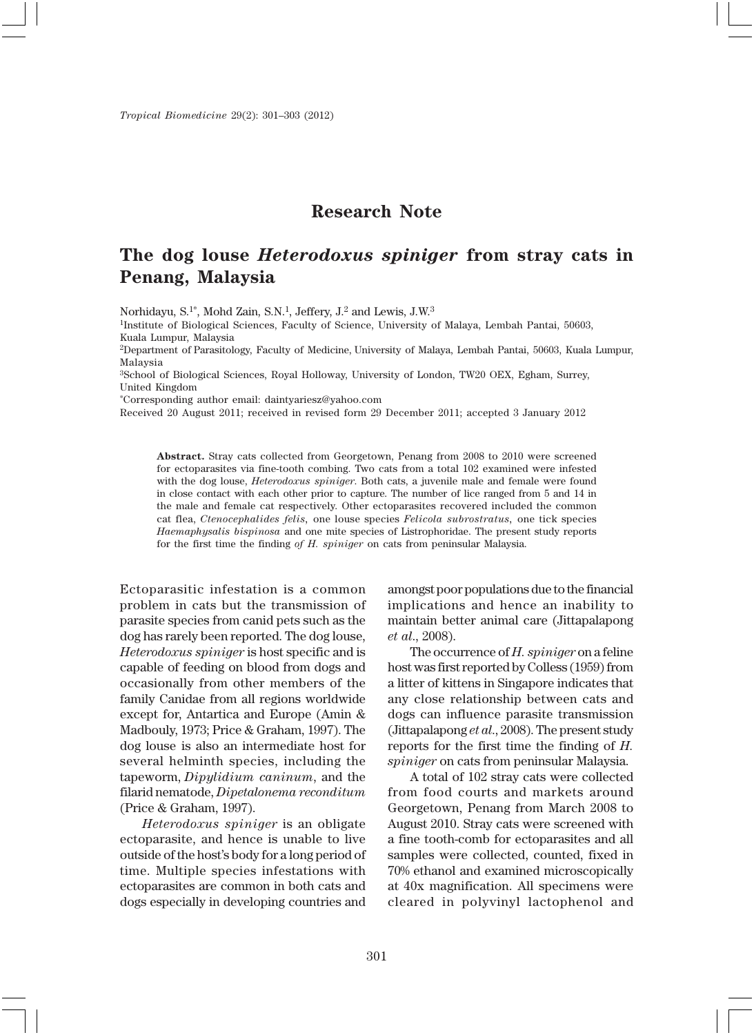**Research Note**

# The dog louse *Heterodoxus spiniger* from stray cats in Penang, Malaysia

Norhidayu, S.[1*], Mohd Zain, S.N.[1], Jeffery, J.[2] and Lewis, J.W.[3]

[1]Institute of Biological Sciences, Faculty of Science, University of Malaya, Lembah Pantai, 50603, Kuala Lumpur, Malaysia

[2]Department of Parasitology, Faculty of Medicine, University of Malaya, Lembah Pantai, 50603, Kuala Lumpur, Malaysia

[3]School of Biological Sciences, Royal Holloway, University of London, TW20 OEX, Egham, Surrey, United Kingdom

[*]Corresponding author email: daintyariesz@yahoo.com

Received 20 August 2011; received in revised form 29 December 2011; accepted 3 January 2012

**Abstract.** Stray cats collected from Georgetown, Penang from 2008 to 2010 were screened for ectoparasites via fine-tooth combing. Two cats from a total 102 examined were infested with the dog louse, *Heterodoxus spiniger*. Both cats, a juvenile male and female were found in close contact with each other prior to capture. The number of lice ranged from 5 and 14 in the male and female cat respectively. Other ectoparasites recovered included the common cat flea, *Ctenocephalides felis*, one louse species *Felicola subrostratus*, one tick species *Haemaphysalis bispinosa* and one mite species of Listrophoridae. The present study reports for the first time the finding *of H. spiniger* on cats from peninsular Malaysia.

Ectoparasitic infestation is a common problem in cats but the transmission of parasite species from canid pets such as the dog has rarely been reported. The dog louse, *Heterodoxus spiniger* is host specific and is capable of feeding on blood from dogs and occasionally from other members of the family Canidae from all regions worldwide except for, Antartica and Europe (Amin & Madbouly, 1973; Price & Graham, 1997). The dog louse is also an intermediate host for several helminth species, including the tapeworm, *Dipylidium caninum*, and the filarid nematode, *Dipetalonema reconditum* (Price & Graham, 1997).

*Heterodoxus spiniger* is an obligate ectoparasite, and hence is unable to live outside of the host's body for a long period of time. Multiple species infestations with ectoparasites are common in both cats and dogs especially in developing countries and amongst poor populations due to the financial implications and hence an inability to maintain better animal care (Jittapalapong *et al*., 2008).

The occurrence of *H. spiniger* on a feline host was first reported by Colless (1959) from a litter of kittens in Singapore indicates that any close relationship between cats and dogs can influence parasite transmission (Jittapalapong *et al*., 2008). The present study reports for the first time the finding of *H. spiniger* on cats from peninsular Malaysia.

A total of 102 stray cats were collected from food courts and markets around Georgetown, Penang from March 2008 to August 2010. Stray cats were screened with a fine tooth-comb for ectoparasites and all samples were collected, counted, fixed in 70% ethanol and examined microscopically at 40x magnification. All specimens were cleared in polyvinyl lactophenol and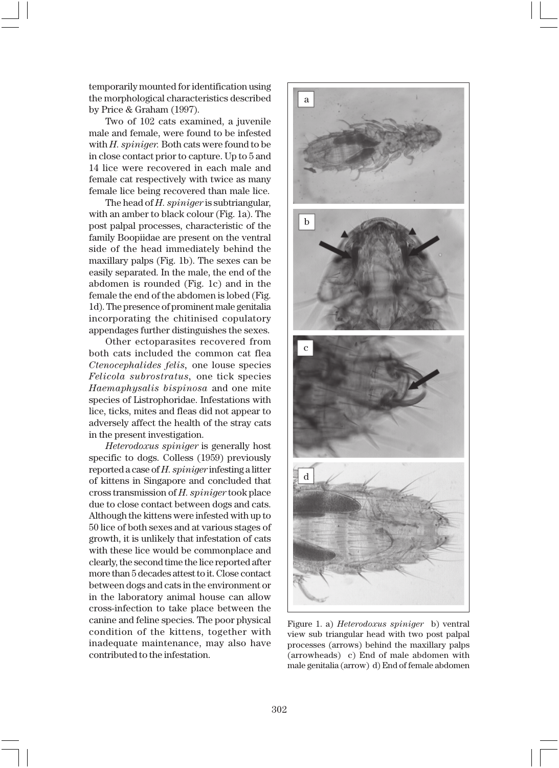temporarily mounted for identification using the morphological characteristics described by Price & Graham (1997).

Two of 102 cats examined, a juvenile male and female, were found to be infested with *H. spiniger*. Both cats were found to be in close contact prior to capture. Up to 5 and 14 lice were recovered in each male and female cat respectively with twice as many female lice being recovered than male lice.

The head of *H. spiniger* is subtriangular, with an amber to black colour (Fig. 1a). The post palpal processes, characteristic of the family Boopiidae are present on the ventral side of the head immediately behind the maxillary palps (Fig. 1b). The sexes can be easily separated. In the male, the end of the abdomen is rounded (Fig. 1c) and in the female the end of the abdomen is lobed (Fig. 1d). The presence of prominent male genitalia incorporating the chitinised copulatory appendages further distinguishes the sexes.

Other ectoparasites recovered from both cats included the common cat flea *Ctenocephalides felis*, one louse species *Felicola subrostratus*, one tick species *Haemaphysalis bispinosa* and one mite species of Listrophoridae. Infestations with lice, ticks, mites and fleas did not appear to adversely affect the health of the stray cats in the present investigation.

*Heterodoxus spiniger* is generally host specific to dogs. Colless (1959) previously reported a case of *H. spiniger* infesting a litter of kittens in Singapore and concluded that cross transmission of *H. spiniger* took place due to close contact between dogs and cats. Although the kittens were infested with up to 50 lice of both sexes and at various stages of growth, it is unlikely that infestation of cats with these lice would be commonplace and clearly, the second time the lice reported after more than 5 decades attest to it. Close contact between dogs and cats in the environment or in the laboratory animal house can allow cross-infection to take place between the canine and feline species. The poor physical condition of the kittens, together with inadequate maintenance, may also have contributed to the infestation.

Figure 1. a) *Heterodoxus spiniger* b) ventral view sub triangular head with two post palpal processes (arrows) behind the maxillary palps (arrowheads) c) End of male abdomen with male genitalia (arrow) d) End of female abdomen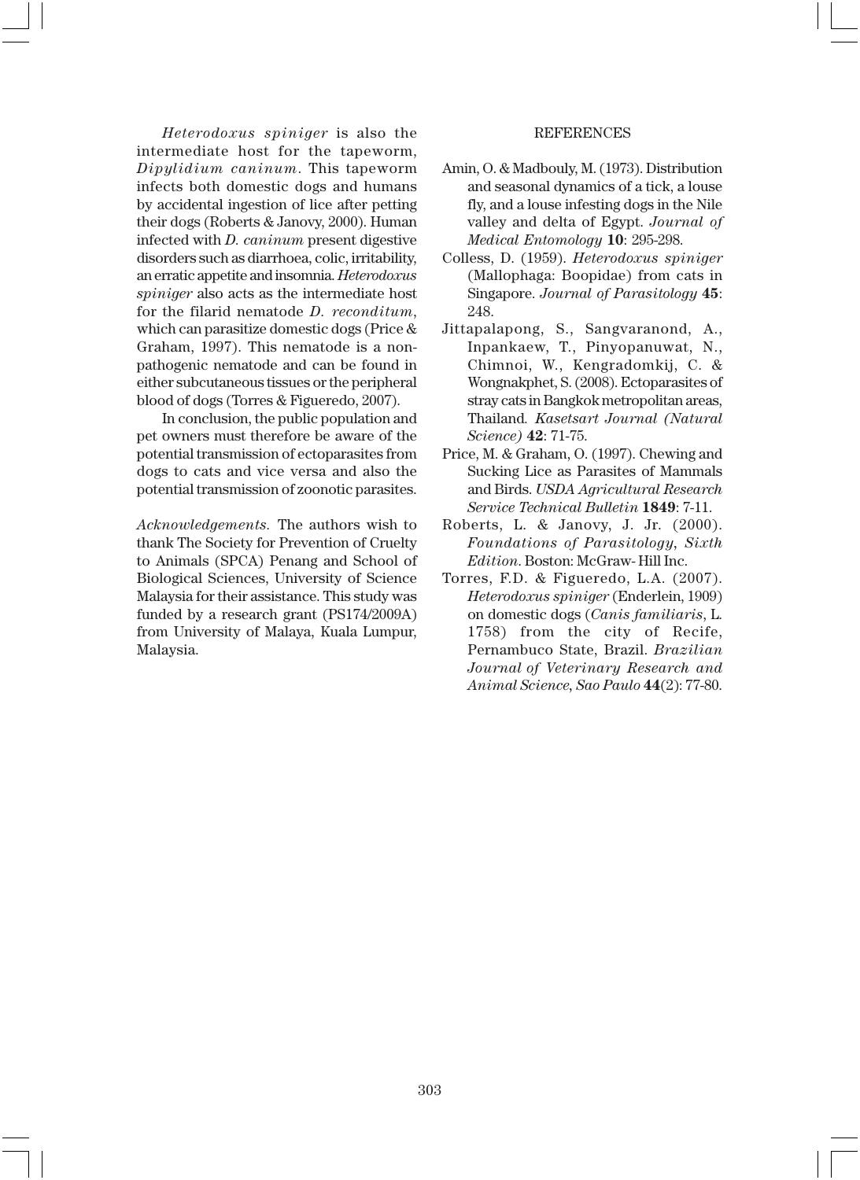*Heterodoxus spiniger* is also the intermediate host for the tapeworm, *Dipylidium caninum*. This tapeworm infects both domestic dogs and humans by accidental ingestion of lice after petting their dogs (Roberts & Janovy, 2000). Human infected with *D. caninum* present digestive disorders such as diarrhoea, colic, irritability, an erratic appetite and insomnia. *Heterodoxus spiniger* also acts as the intermediate host for the filarid nematode *D. reconditum*, which can parasitize domestic dogs (Price & Graham, 1997). This nematode is a non-pathogenic nematode and can be found in either subcutaneous tissues or the peripheral blood of dogs (Torres & Figueredo, 2007).

In conclusion, the public population and pet owners must therefore be aware of the potential transmission of ectoparasites from dogs to cats and vice versa and also the potential transmission of zoonotic parasites.

*Acknowledgements.* The authors wish to thank The Society for Prevention of Cruelty to Animals (SPCA) Penang and School of Biological Sciences, University of Science Malaysia for their assistance. This study was funded by a research grant (PS174/2009A) from University of Malaya, Kuala Lumpur, Malaysia.

## REFERENCES

Amin, O. & Madbouly, M. (1973). Distribution and seasonal dynamics of a tick, a louse fly, and a louse infesting dogs in the Nile valley and delta of Egypt. *Journal of Medical Entomology* **10**: 295-298.

Colless, D. (1959). *Heterodoxus spiniger* (Mallophaga: Boopidae) from cats in Singapore. *Journal of Parasitology* **45**: 248.

Jittapalapong, S., Sangvaranond, A., Inpankaew, T., Pinyopanuwat, N., Chimnoi, W., Kengradomkij, C. & Wongnakphet, S. (2008). Ectoparasites of stray cats in Bangkok metropolitan areas, Thailand. *Kasetsart Journal (Natural Science)* **42**: 71-75.

Price, M. & Graham, O. (1997). Chewing and Sucking Lice as Parasites of Mammals and Birds. *USDA Agricultural Research Service Technical Bulletin* **1849**: 7-11.

Roberts, L. & Janovy, J. Jr. (2000). *Foundations of Parasitology*, *Sixth Edition*. Boston: McGraw- Hill Inc.

Torres, F.D. & Figueredo, L.A. (2007). *Heterodoxus spiniger* (Enderlein, 1909) on domestic dogs (*Canis familiaris*, L. 1758) from the city of Recife, Pernambuco State, Brazil. *Brazilian Journal of Veterinary Research and Animal Science*, *Sao Paulo* **44**(2): 77-80.